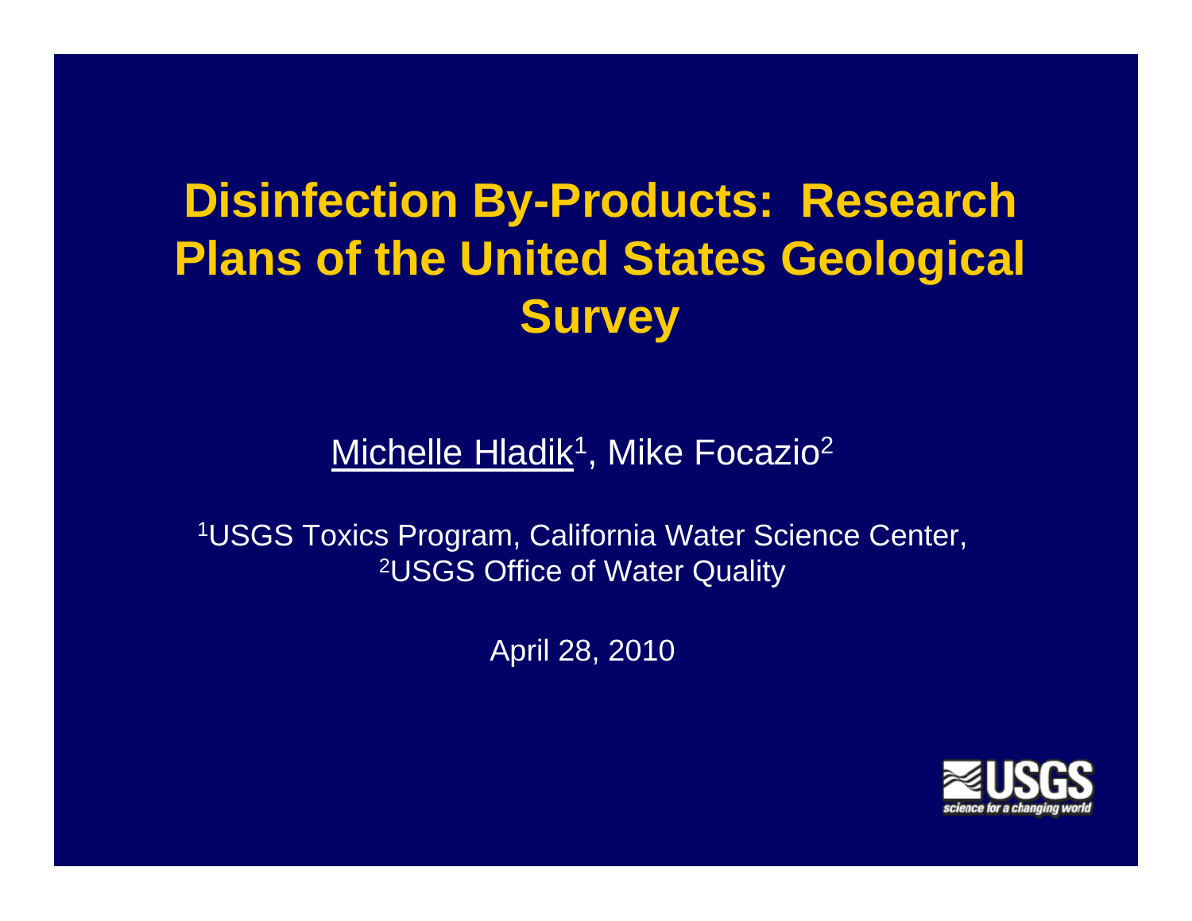# Disinfection By-Products: Research Plans of the United States Geological Survey

Michelle Hladik[1], Mike Focazio[2]

[1]USGS Toxics Program, California Water Science Center,
[2]USGS Office of Water Quality

April 28, 2010

USGS science for a changing world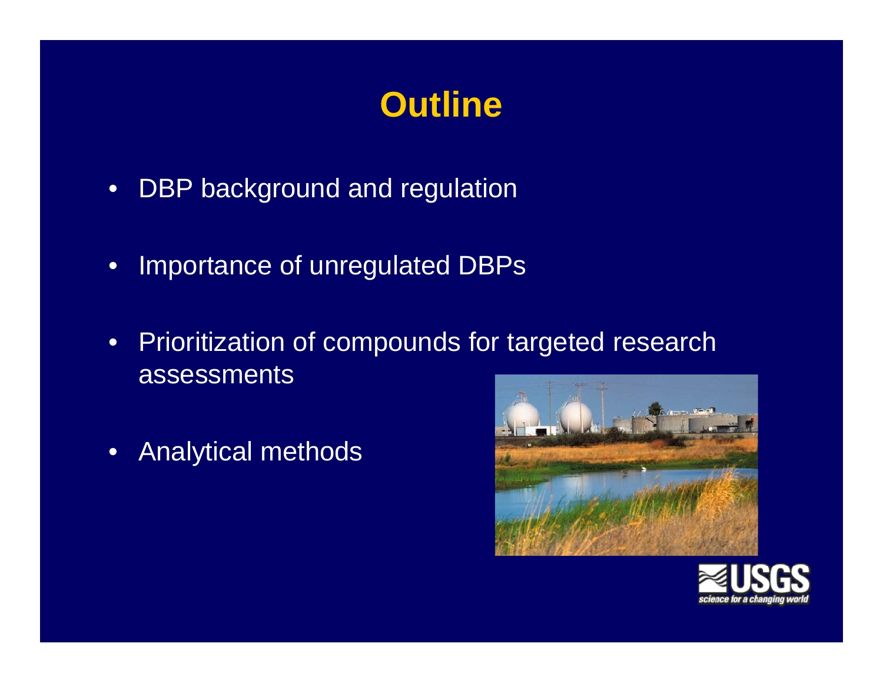# Outline

- DBP background and regulation
- Importance of unregulated DBPs
- Prioritization of compounds for targeted research assessments
- Analytical methods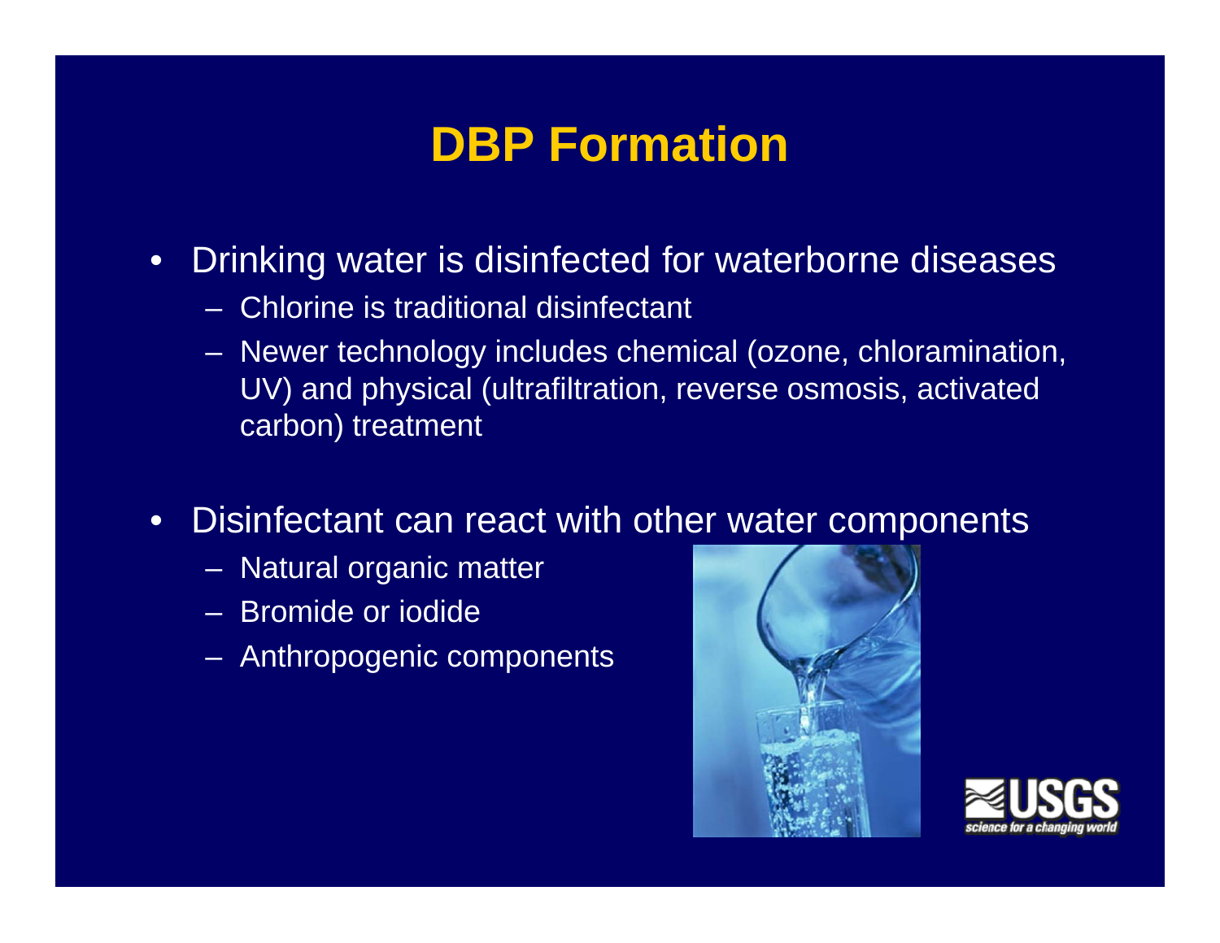# DBP Formation

- Drinking water is disinfected for waterborne diseases
  - Chlorine is traditional disinfectant
  - Newer technology includes chemical (ozone, chloramination, UV) and physical (ultrafiltration, reverse osmosis, activated carbon) treatment
- Disinfectant can react with other water components
  - Natural organic matter
  - Bromide or iodide
  - Anthropogenic components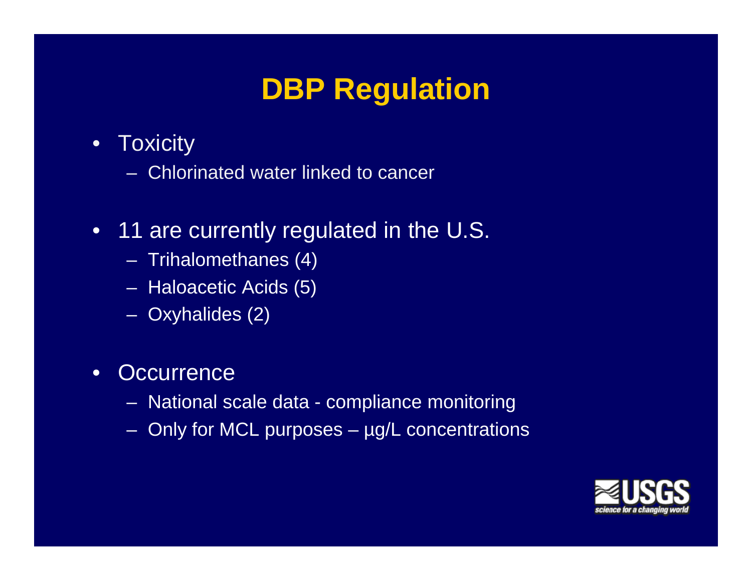# DBP Regulation

- Toxicity
  - Chlorinated water linked to cancer
- 11 are currently regulated in the U.S.
  - Trihalomethanes (4)
  - Haloacetic Acids (5)
  - Oxyhalides (2)
- Occurrence
  - National scale data - compliance monitoring
  - Only for MCL purposes – µg/L concentrations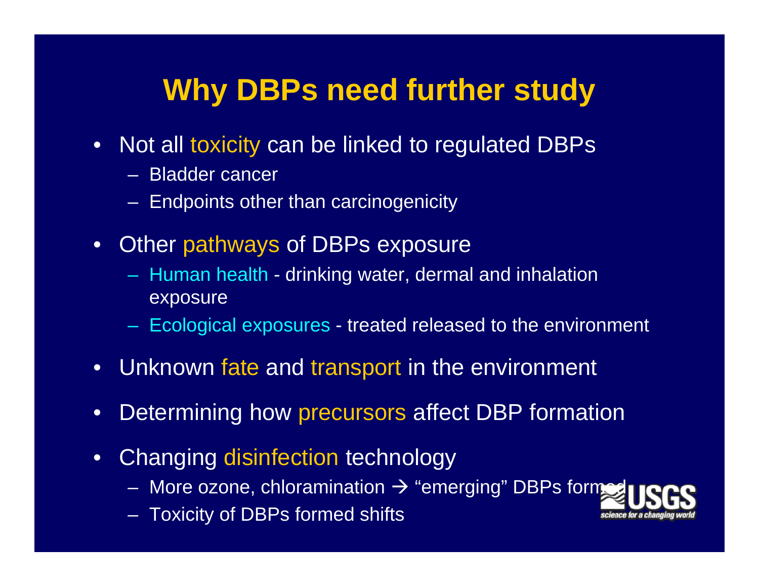# Why DBPs need further study

- Not all toxicity can be linked to regulated DBPs
  - Bladder cancer
  - Endpoints other than carcinogenicity
- Other pathways of DBPs exposure
  - Human health - drinking water, dermal and inhalation exposure
  - Ecological exposures - treated released to the environment
- Unknown fate and transport in the environment
- Determining how precursors affect DBP formation
- Changing disinfection technology
  - More ozone, chloramination → "emerging" DBPs formed
  - Toxicity of DBPs formed shifts

USGS
science for a changing world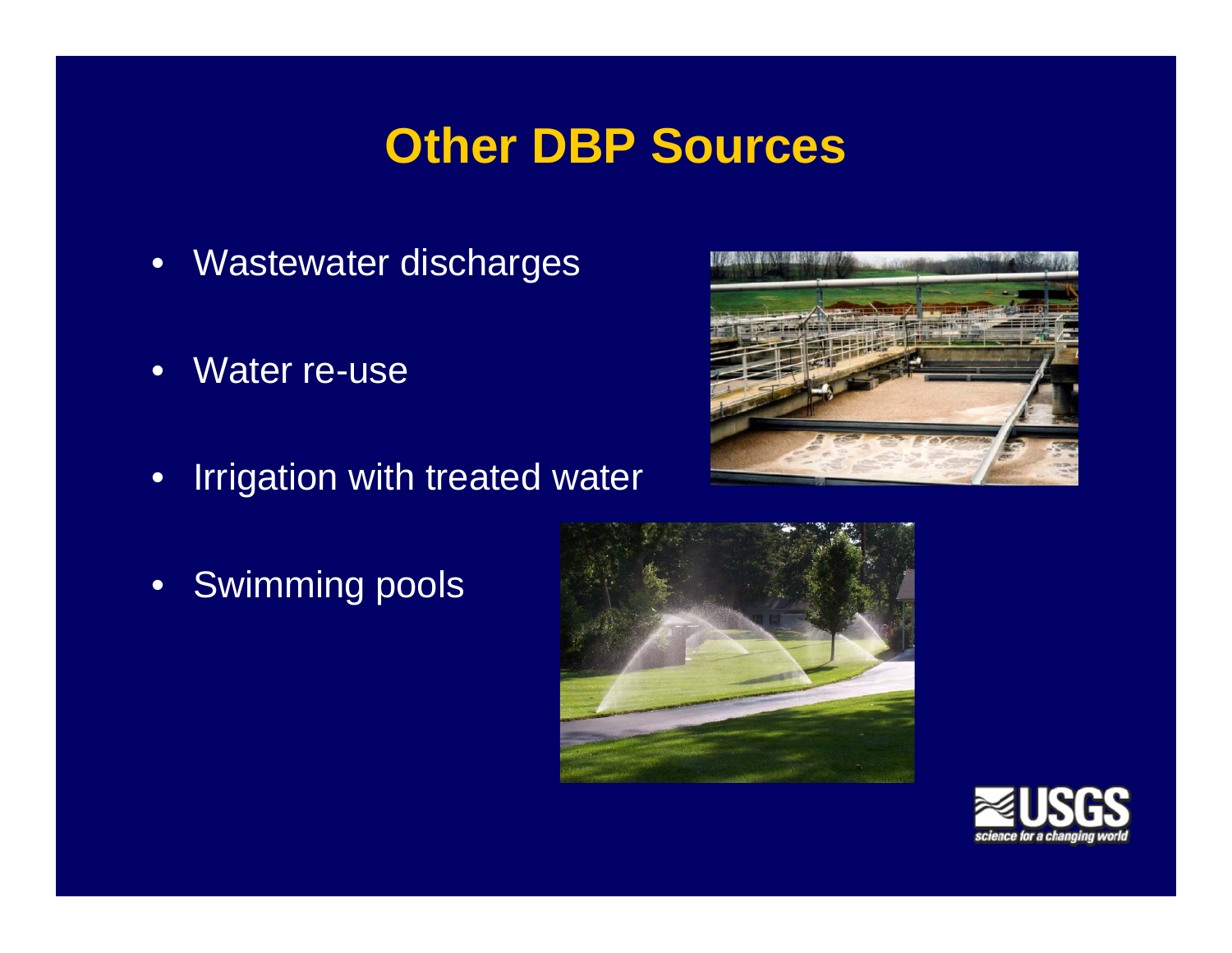# Other DBP Sources

- Wastewater discharges
- Water re-use
- Irrigation with treated water
- Swimming pools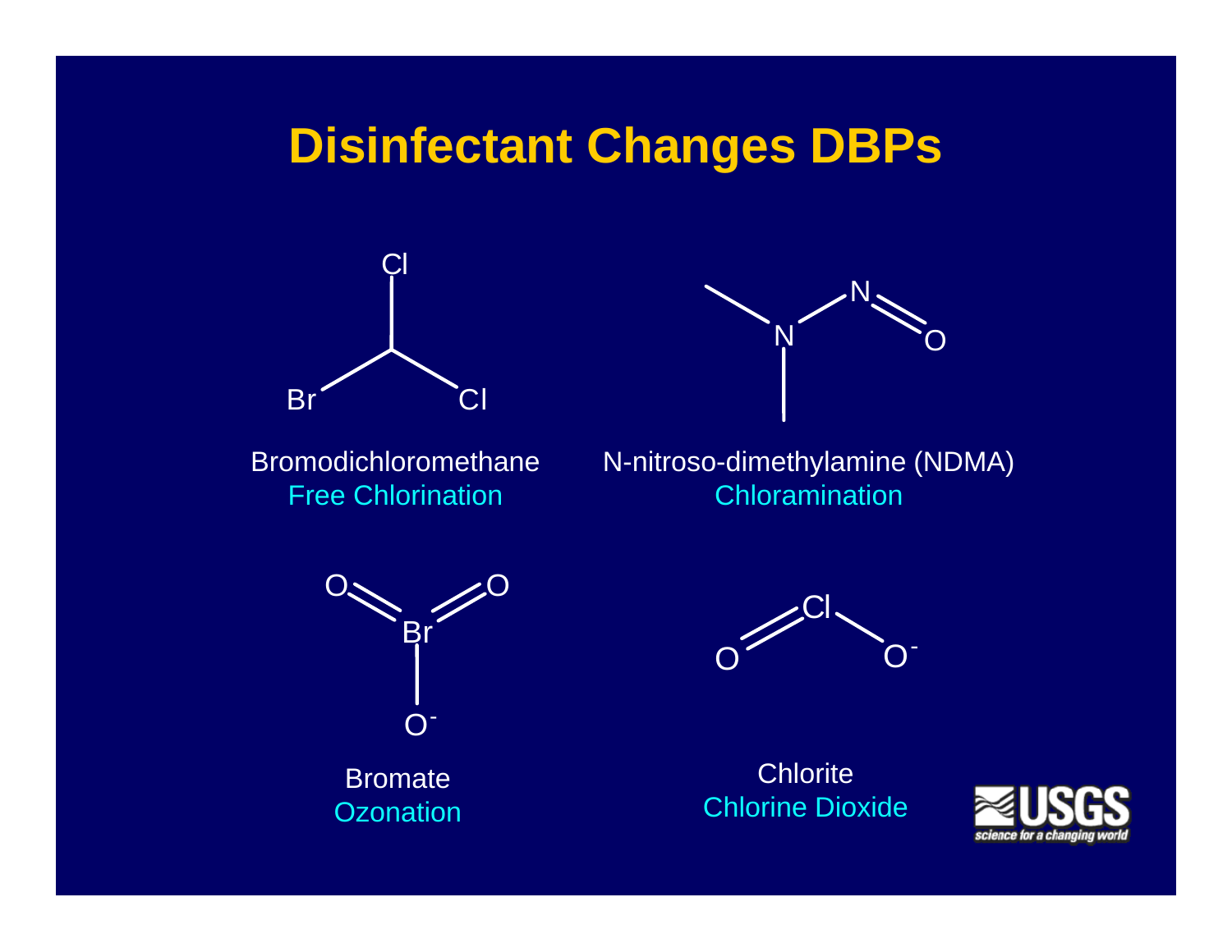# Disinfectant Changes DBPs

Bromodichloromethane
Free Chlorination

N-nitroso-dimethylamine (NDMA)
Chloramination

Bromate
Ozonation

Chlorite
Chlorine Dioxide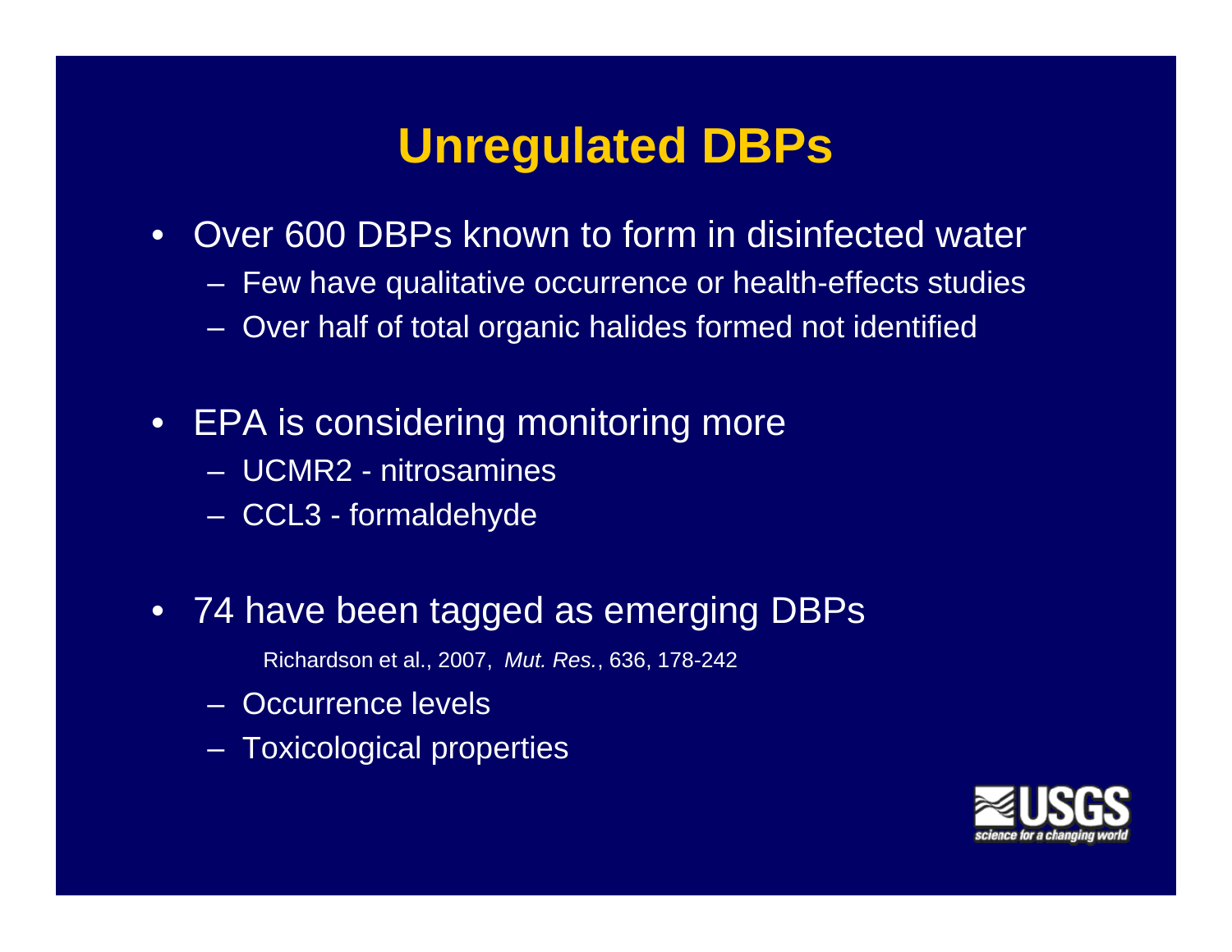# Unregulated DBPs

- Over 600 DBPs known to form in disinfected water
  - Few have qualitative occurrence or health-effects studies
  - Over half of total organic halides formed not identified

- EPA is considering monitoring more
  - UCMR2 - nitrosamines
  - CCL3 - formaldehyde

- 74 have been tagged as emerging DBPs

  Richardson et al., 2007, *Mut. Res.*, 636, 178-242

  - Occurrence levels
  - Toxicological properties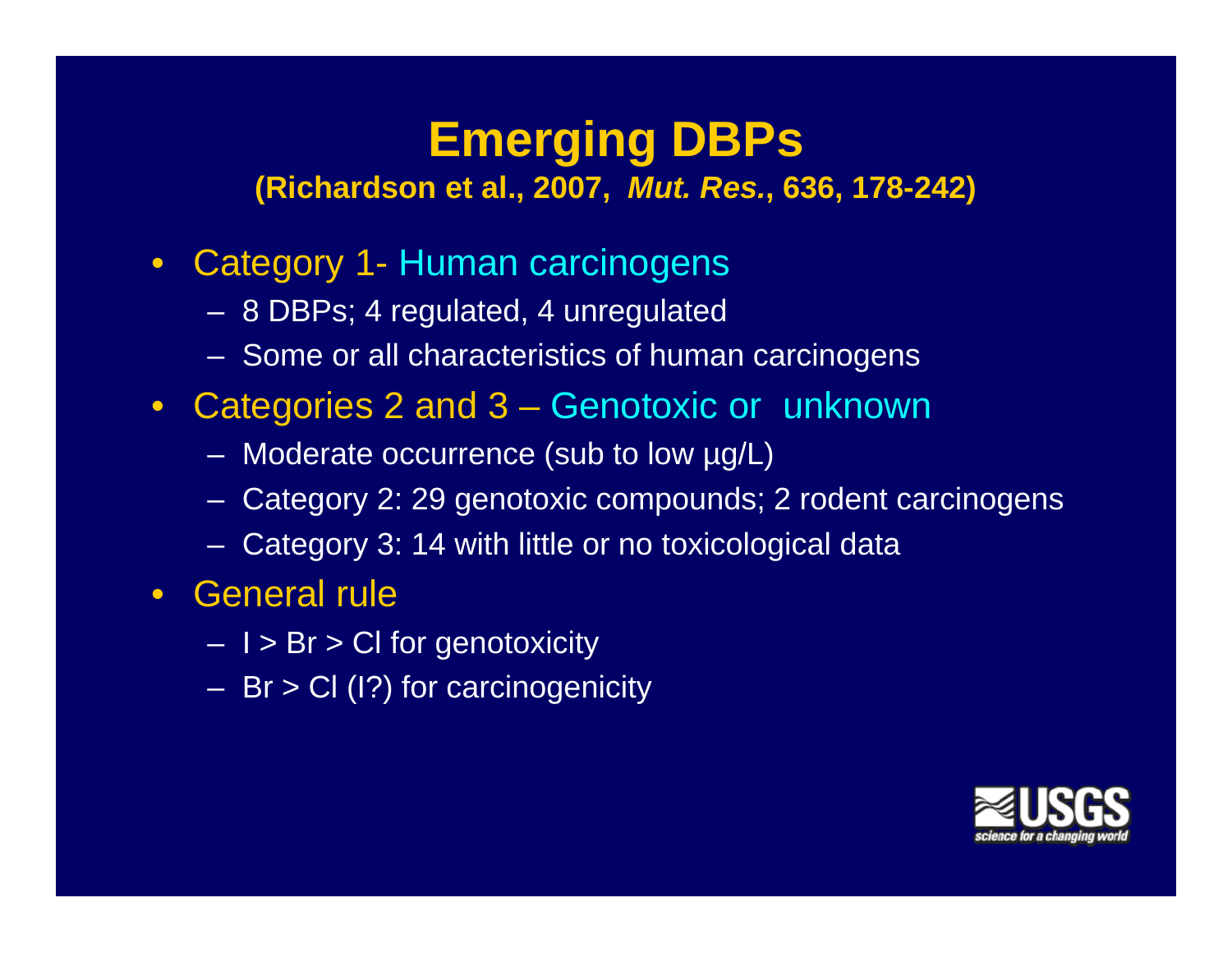# Emerging DBPs

**(Richardson et al., 2007, *Mut. Res.*, 636, 178-242)**

- Category 1- Human carcinogens
  - 8 DBPs; 4 regulated, 4 unregulated
  - Some or all characteristics of human carcinogens
- Categories 2 and 3 – Genotoxic or unknown
  - Moderate occurrence (sub to low µg/L)
  - Category 2: 29 genotoxic compounds; 2 rodent carcinogens
  - Category 3: 14 with little or no toxicological data
- General rule
  - I > Br > Cl for genotoxicity
  - Br > Cl (I?) for carcinogenicity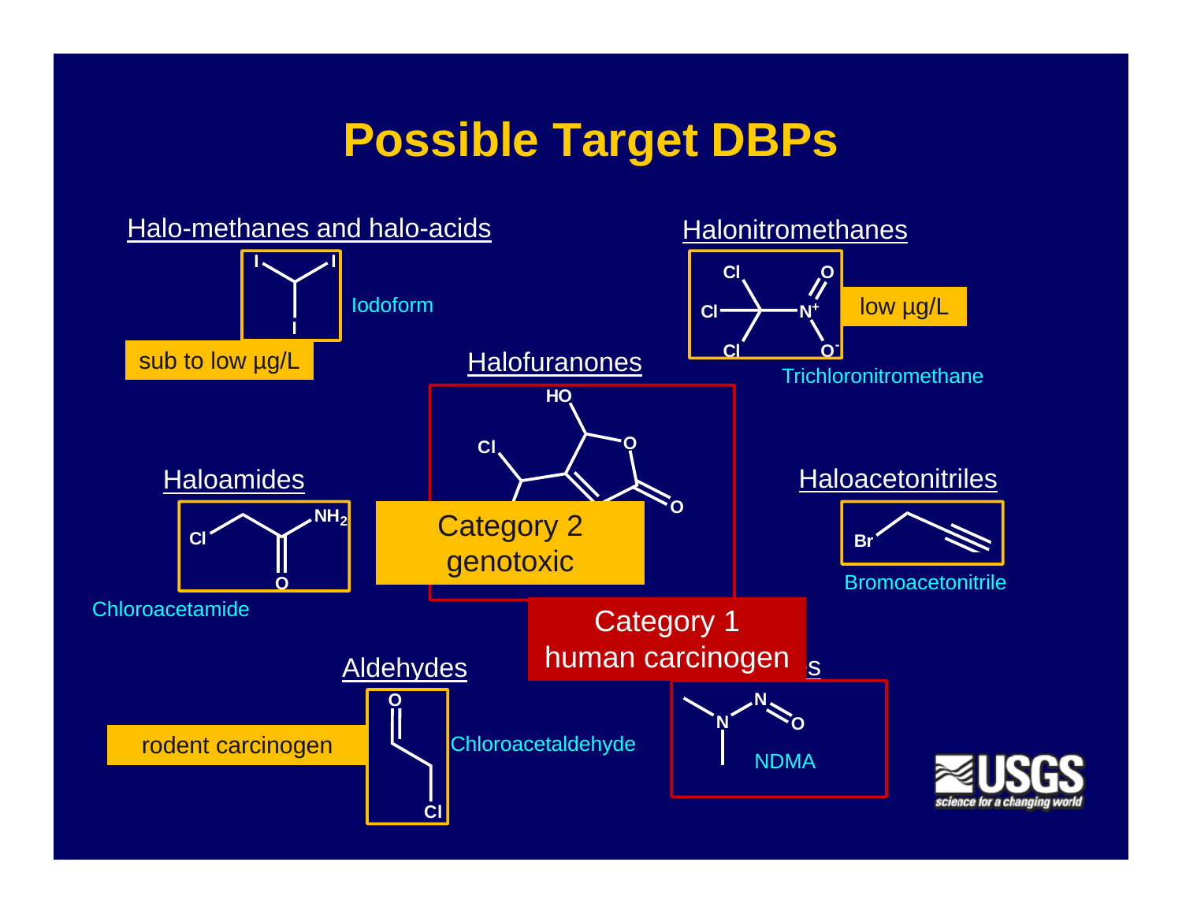# Possible Target DBPs

## Halo-methanes and halo-acids

Iodoform

sub to low µg/L

## Halonitromethanes

Trichloronitromethane

low µg/L

## Halofuranones

Category 2 genotoxic

## Haloamides

Chloroacetamide

## Haloacetonitriles

Bromoacetonitrile

## Aldehydes

Chloroacetaldehyde

rodent carcinogen

## ...s

NDMA

Category 1 human carcinogen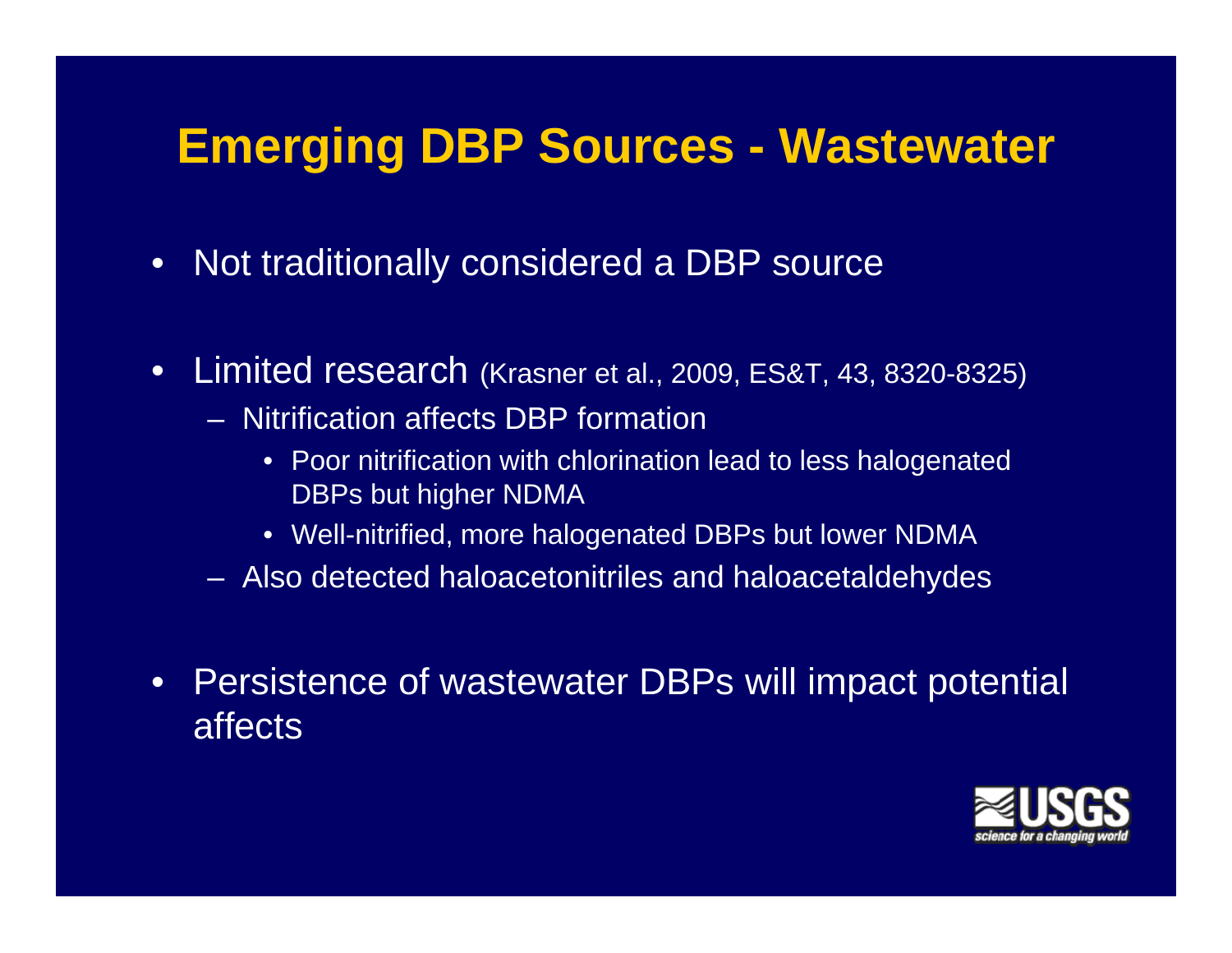# Emerging DBP Sources - Wastewater

- Not traditionally considered a DBP source
- Limited research (Krasner et al., 2009, ES&T, 43, 8320-8325)
  - Nitrification affects DBP formation
    - Poor nitrification with chlorination lead to less halogenated DBPs but higher NDMA
    - Well-nitrified, more halogenated DBPs but lower NDMA
  - Also detected haloacetonitriles and haloacetaldehydes
- Persistence of wastewater DBPs will impact potential affects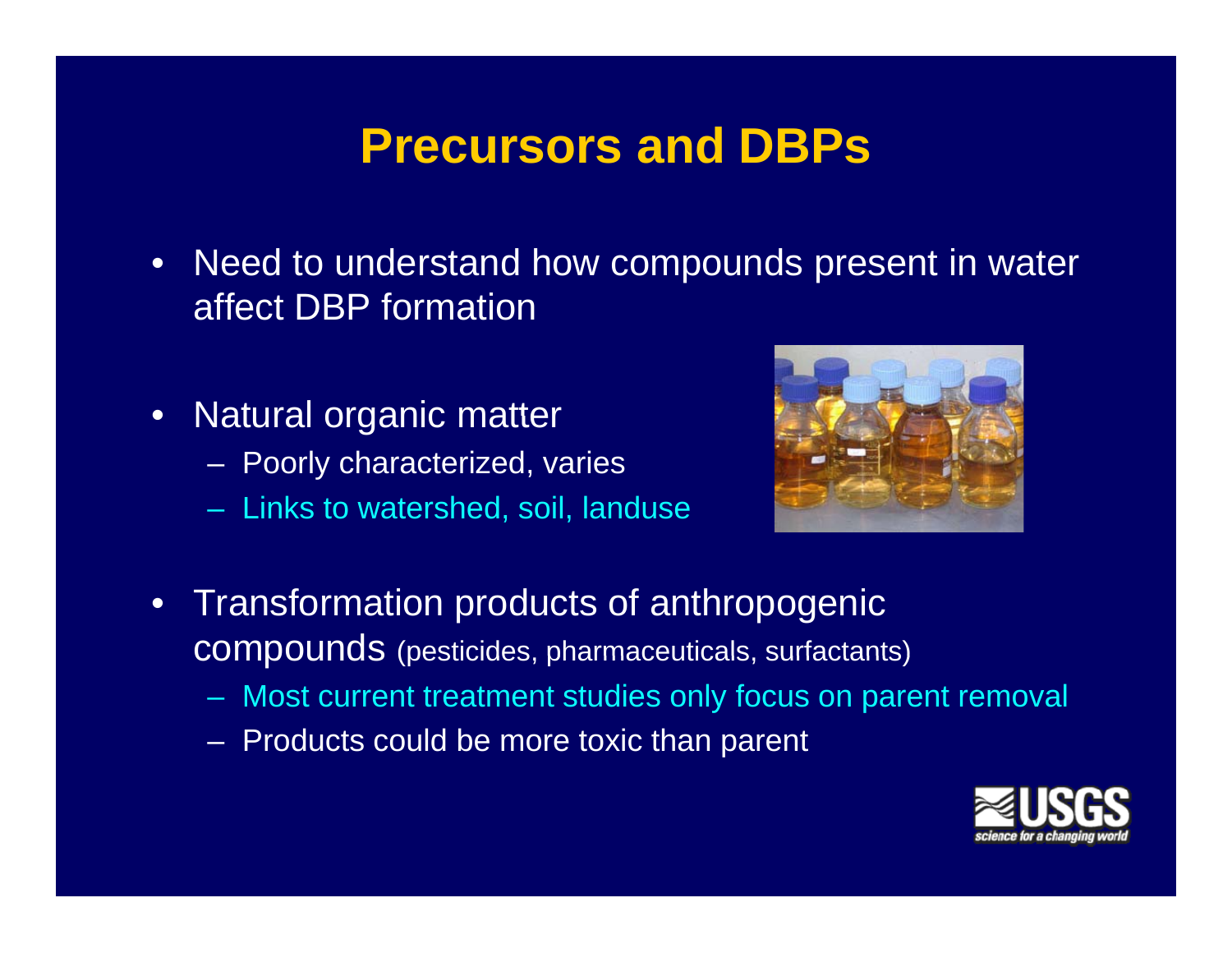# Precursors and DBPs

- Need to understand how compounds present in water affect DBP formation
- Natural organic matter
  - Poorly characterized, varies
  - Links to watershed, soil, landuse
- Transformation products of anthropogenic compounds (pesticides, pharmaceuticals, surfactants)
  - Most current treatment studies only focus on parent removal
  - Products could be more toxic than parent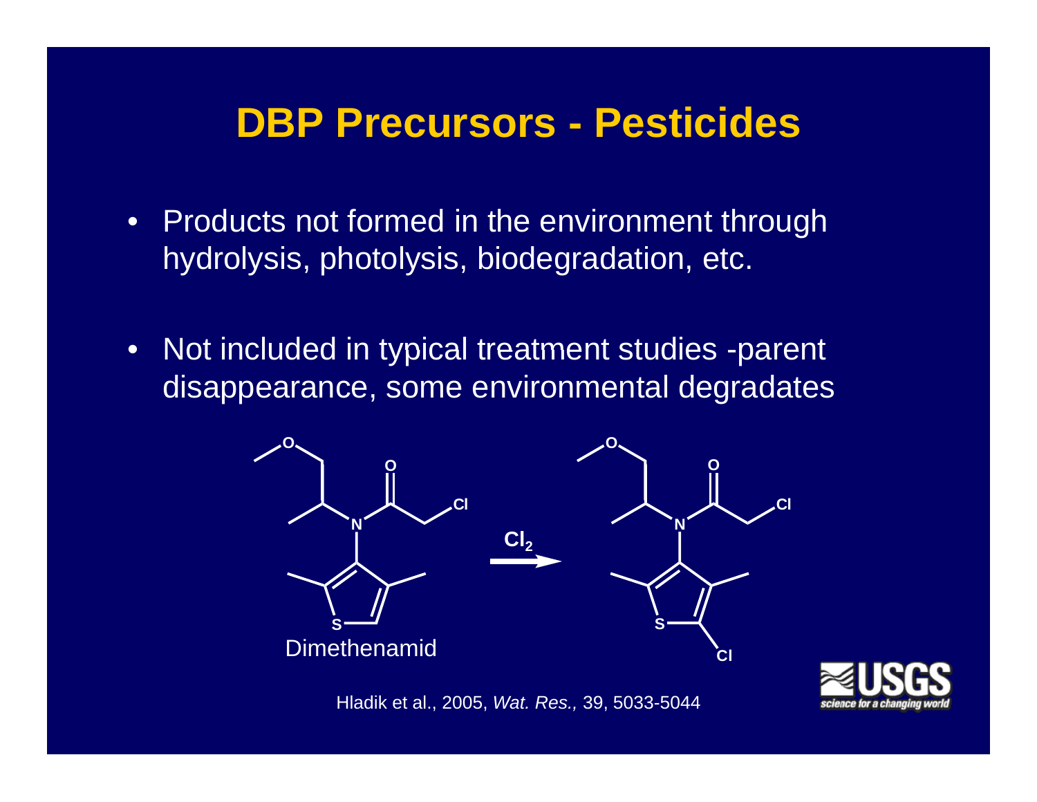# DBP Precursors - Pesticides

- Products not formed in the environment through hydrolysis, photolysis, biodegradation, etc.

- Not included in typical treatment studies -parent disappearance, some environmental degradates

Dimethenamid $\xrightarrow{Cl_2}$

Hladik et al., 2005, *Wat. Res.,* 39, 5033-5044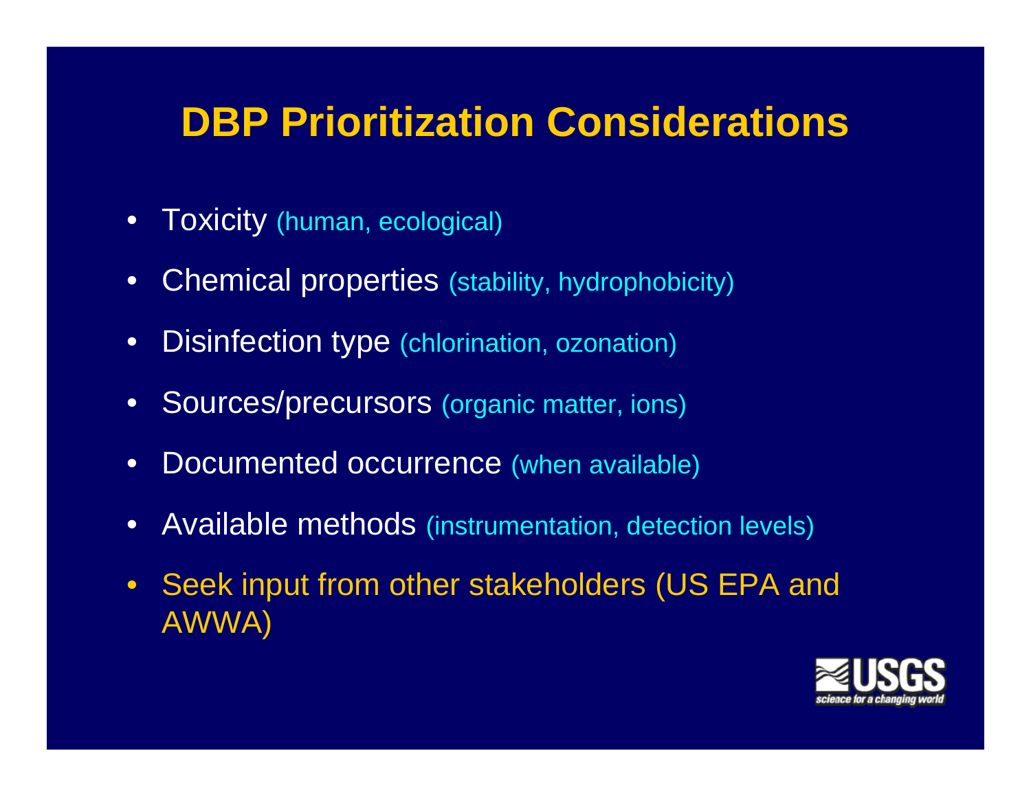# DBP Prioritization Considerations

- Toxicity (human, ecological)
- Chemical properties (stability, hydrophobicity)
- Disinfection type (chlorination, ozonation)
- Sources/precursors (organic matter, ions)
- Documented occurrence (when available)
- Available methods (instrumentation, detection levels)
- Seek input from other stakeholders (US EPA and AWWA)

USGS
science for a changing world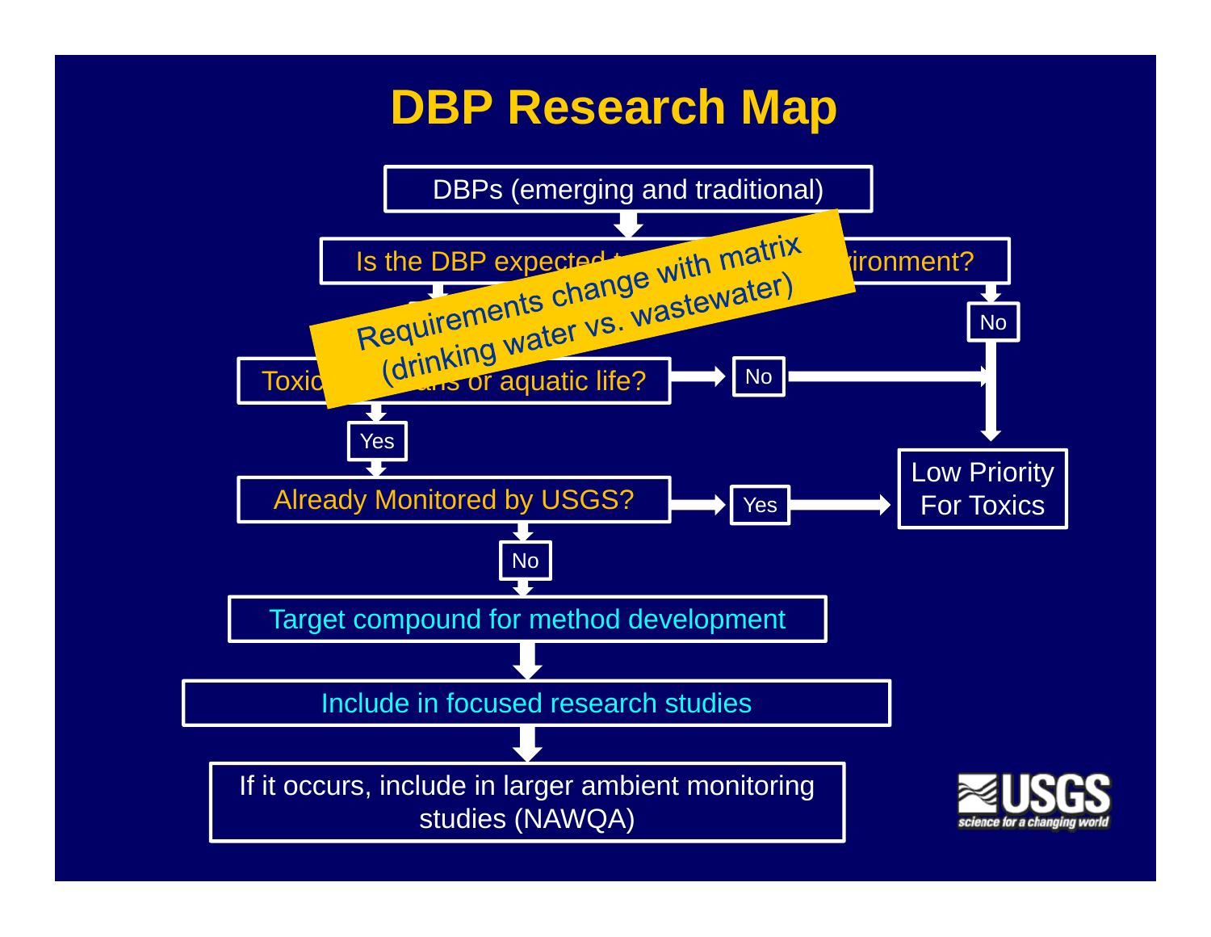# DBP Research Map

DBPs (emerging and traditional)

Is the DBP expected t... ...ironment?

Requirements change with matrix (drinking water vs. wastewater)

No

Toxic ... ...ans or aquatic life?

No

Yes

Low Priority For Toxics

Already Monitored by USGS?

Yes

No

Target compound for method development

Include in focused research studies

If it occurs, include in larger ambient monitoring studies (NAWQA)

USGS science for a changing world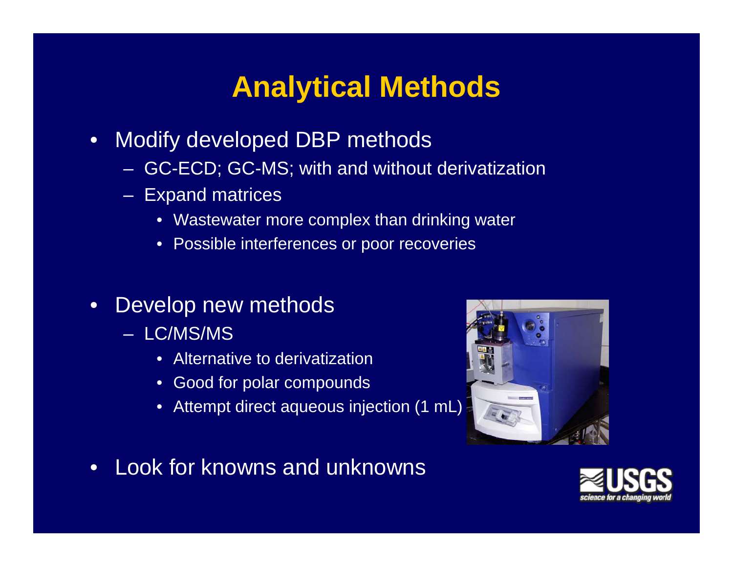# Analytical Methods

- Modify developed DBP methods
  - GC-ECD; GC-MS; with and without derivatization
  - Expand matrices
    - Wastewater more complex than drinking water
    - Possible interferences or poor recoveries
- Develop new methods
  - LC/MS/MS
    - Alternative to derivatization
    - Good for polar compounds
    - Attempt direct aqueous injection (1 mL)
- Look for knowns and unknowns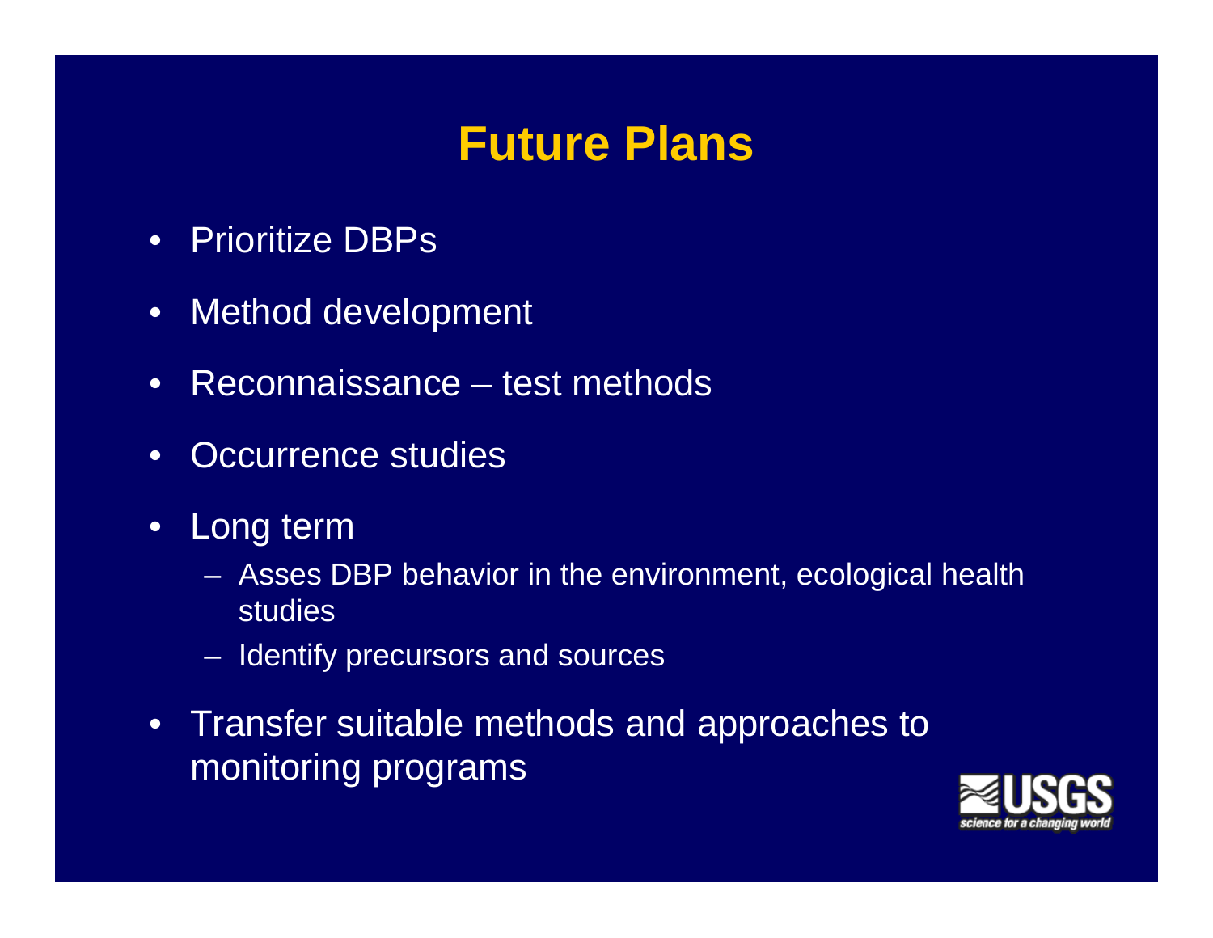# Future Plans

- Prioritize DBPs
- Method development
- Reconnaissance – test methods
- Occurrence studies
- Long term
  - Asses DBP behavior in the environment, ecological health studies
  - Identify precursors and sources
- Transfer suitable methods and approaches to monitoring programs

USGS
science for a changing world